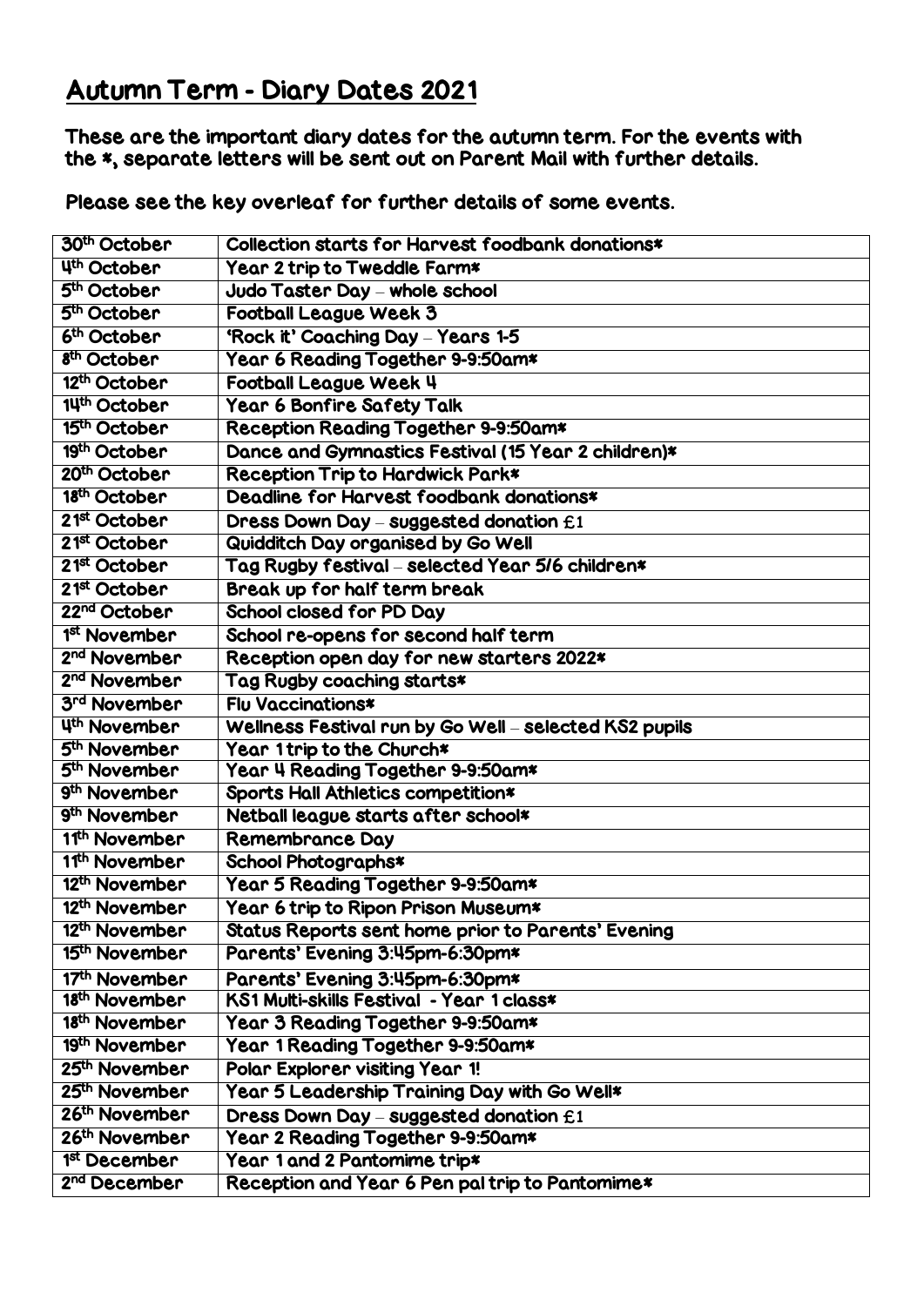# Autumn Term - Diary Dates 2021

These are the important diary dates for the autumn term. For the events with the *, separate letters will be sent out on Parent Mail with further details.

Please see the key overleaf for further details of some events.

| | |
|---|---|
| 30th October | Collection starts for Harvest foodbank donations* |
| 4th October | Year 2 trip to Tweddle Farm* |
| 5th October | Judo Taster Day – whole school |
| 5th October | Football League Week 3 |
| 6th October | 'Rock it' Coaching Day – Years 1-5 |
| 8th October | Year 6 Reading Together 9-9:50am* |
| 12th October | Football League Week 4 |
| 14th October | Year 6 Bonfire Safety Talk |
| 15th October | Reception Reading Together 9-9:50am* |
| 19th October | Dance and Gymnastics Festival (15 Year 2 children)* |
| 20th October | Reception Trip to Hardwick Park* |
| 18th October | Deadline for Harvest foodbank donations* |
| 21st October | Dress Down Day – suggested donation £1 |
| 21st October | Quidditch Day organised by Go Well |
| 21st October | Tag Rugby festival – selected Year 5/6 children* |
| 21st October | Break up for half term break |
| 22nd October | School closed for PD Day |
| 1st November | School re-opens for second half term |
| 2nd November | Reception open day for new starters 2022* |
| 2nd November | Tag Rugby coaching starts* |
| 3rd November | Flu Vaccinations* |
| 4th November | Wellness Festival run by Go Well – selected KS2 pupils |
| 5th November | Year 1 trip to the Church* |
| 5th November | Year 4 Reading Together 9-9:50am* |
| 9th November | Sports Hall Athletics competition* |
| 9th November | Netball league starts after school* |
| 11th November | Remembrance Day |
| 11th November | School Photographs* |
| 12th November | Year 5 Reading Together 9-9:50am* |
| 12th November | Year 6 trip to Ripon Prison Museum* |
| 12th November | Status Reports sent home prior to Parents' Evening |
| 15th November | Parents' Evening 3:45pm-6:30pm* |
| 17th November | Parents' Evening 3:45pm-6:30pm* |
| 18th November | KS1 Multi-skills Festival - Year 1 class* |
| 18th November | Year 3 Reading Together 9-9:50am* |
| 19th November | Year 1 Reading Together 9-9:50am* |
| 25th November | Polar Explorer visiting Year 1! |
| 25th November | Year 5 Leadership Training Day with Go Well* |
| 26th November | Dress Down Day – suggested donation £1 |
| 26th November | Year 2 Reading Together 9-9:50am* |
| 1st December | Year 1 and 2 Pantomime trip* |
| 2nd December | Reception and Year 6 Pen pal trip to Pantomime* |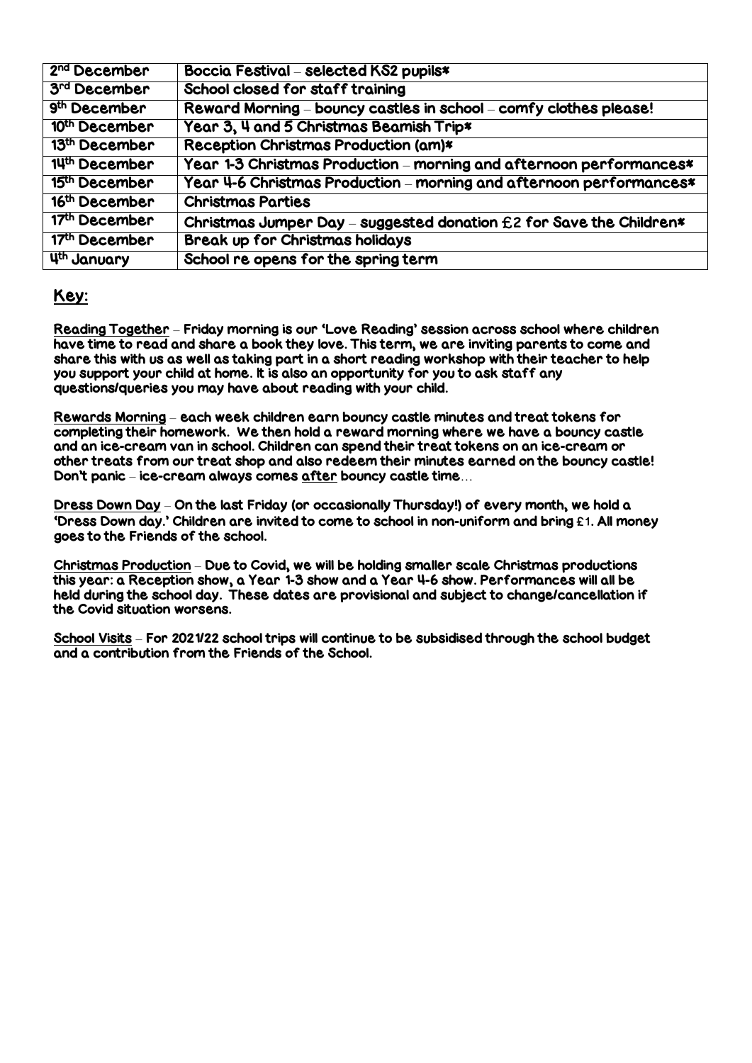| | |
|---|---|
| 2nd December | Boccia Festival – selected KS2 pupils* |
| 3rd December | School closed for staff training |
| 9th December | Reward Morning – bouncy castles in school – comfy clothes please! |
| 10th December | Year 3, 4 and 5 Christmas Beamish Trip* |
| 13th December | Reception Christmas Production (am)* |
| 14th December | Year 1-3 Christmas Production – morning and afternoon performances* |
| 15th December | Year 4-6 Christmas Production – morning and afternoon performances* |
| 16th December | Christmas Parties |
| 17th December | Christmas Jumper Day – suggested donation £2 for Save the Children* |
| 17th December | Break up for Christmas holidays |
| 4th January | School re opens for the spring term |

## Key:

Reading Together – Friday morning is our 'Love Reading' session across school where children have time to read and share a book they love. This term, we are inviting parents to come and share this with us as well as taking part in a short reading workshop with their teacher to help you support your child at home. It is also an opportunity for you to ask staff any questions/queries you may have about reading with your child.

Rewards Morning – each week children earn bouncy castle minutes and treat tokens for completing their homework. We then hold a reward morning where we have a bouncy castle and an ice-cream van in school. Children can spend their treat tokens on an ice-cream or other treats from our treat shop and also redeem their minutes earned on the bouncy castle! Don't panic – ice-cream always comes after bouncy castle time…

Dress Down Day – On the last Friday (or occasionally Thursday!) of every month, we hold a 'Dress Down day.' Children are invited to come to school in non-uniform and bring £1. All money goes to the Friends of the school.

Christmas Production – Due to Covid, we will be holding smaller scale Christmas productions this year: a Reception show, a Year 1-3 show and a Year 4-6 show. Performances will all be held during the school day. These dates are provisional and subject to change/cancellation if the Covid situation worsens.

School Visits – For 2021/22 school trips will continue to be subsidised through the school budget and a contribution from the Friends of the School.